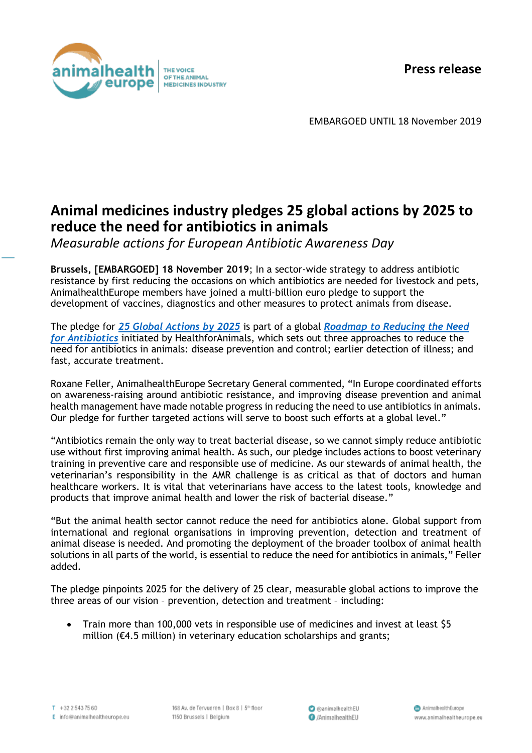Press release

EMBARGOED UNTIL 18 November 2019

# Animal medicines industry pledges 25 global actions by 2025 to reduce the need for antibiotics in animals

*Measurable actions for European Antibiotic Awareness Day*

**Brussels, [EMBARGOED] 18 November 2019**; In a sector-wide strategy to address antibiotic resistance by first reducing the occasions on which antibiotics are needed for livestock and pets, AnimalhealthEurope members have joined a multi-billion euro pledge to support the development of vaccines, diagnostics and other measures to protect animals from disease.

The pledge for ***25 Global Actions by 2025*** is part of a global ***Roadmap to Reducing the Need for Antibiotics*** initiated by HealthforAnimals, which sets out three approaches to reduce the need for antibiotics in animals: disease prevention and control; earlier detection of illness; and fast, accurate treatment.

Roxane Feller, AnimalhealthEurope Secretary General commented, "In Europe coordinated efforts on awareness-raising around antibiotic resistance, and improving disease prevention and animal health management have made notable progress in reducing the need to use antibiotics in animals. Our pledge for further targeted actions will serve to boost such efforts at a global level."

"Antibiotics remain the only way to treat bacterial disease, so we cannot simply reduce antibiotic use without first improving animal health. As such, our pledge includes actions to boost veterinary training in preventive care and responsible use of medicine. As our stewards of animal health, the veterinarian's responsibility in the AMR challenge is as critical as that of doctors and human healthcare workers. It is vital that veterinarians have access to the latest tools, knowledge and products that improve animal health and lower the risk of bacterial disease."

"But the animal health sector cannot reduce the need for antibiotics alone. Global support from international and regional organisations in improving prevention, detection and treatment of animal disease is needed. And promoting the deployment of the broader toolbox of animal health solutions in all parts of the world, is essential to reduce the need for antibiotics in animals," Feller added.

The pledge pinpoints 2025 for the delivery of 25 clear, measurable global actions to improve the three areas of our vision – prevention, detection and treatment – including:

- Train more than 100,000 vets in responsible use of medicines and invest at least $5 million (€4.5 million) in veterinary education scholarships and grants;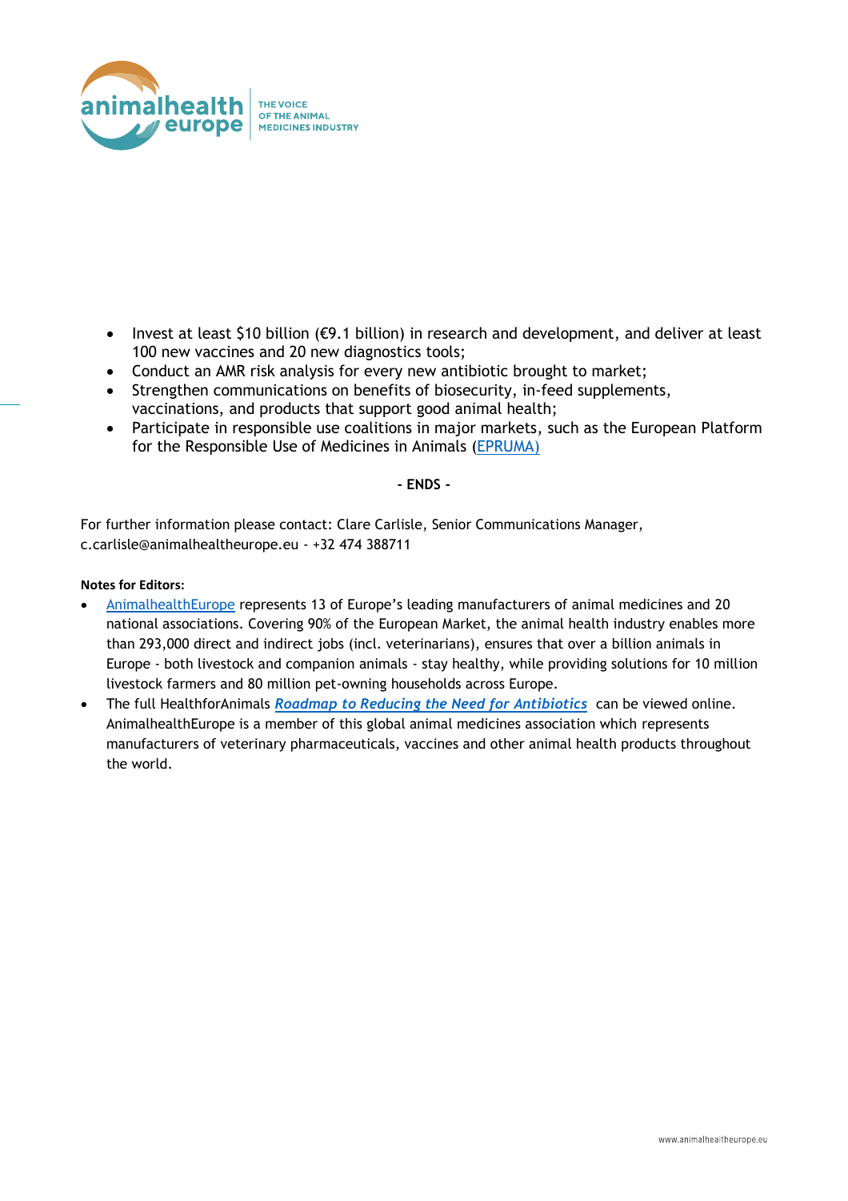- Invest at least $10 billion (€9.1 billion) in research and development, and deliver at least 100 new vaccines and 20 new diagnostics tools;
- Conduct an AMR risk analysis for every new antibiotic brought to market;
- Strengthen communications on benefits of biosecurity, in-feed supplements, vaccinations, and products that support good animal health;
- Participate in responsible use coalitions in major markets, such as the European Platform for the Responsible Use of Medicines in Animals (EPRUMA)

**- ENDS -**

For further information please contact: Clare Carlisle, Senior Communications Manager, c.carlisle@animalhealtheurope.eu - +32 474 388711

**Notes for Editors:**

- AnimalhealthEurope represents 13 of Europe's leading manufacturers of animal medicines and 20 national associations. Covering 90% of the European Market, the animal health industry enables more than 293,000 direct and indirect jobs (incl. veterinarians), ensures that over a billion animals in Europe - both livestock and companion animals - stay healthy, while providing solutions for 10 million livestock farmers and 80 million pet-owning households across Europe.
- The full HealthforAnimals ***Roadmap to Reducing the Need for Antibiotics*** can be viewed online. AnimalhealthEurope is a member of this global animal medicines association which represents manufacturers of veterinary pharmaceuticals, vaccines and other animal health products throughout the world.